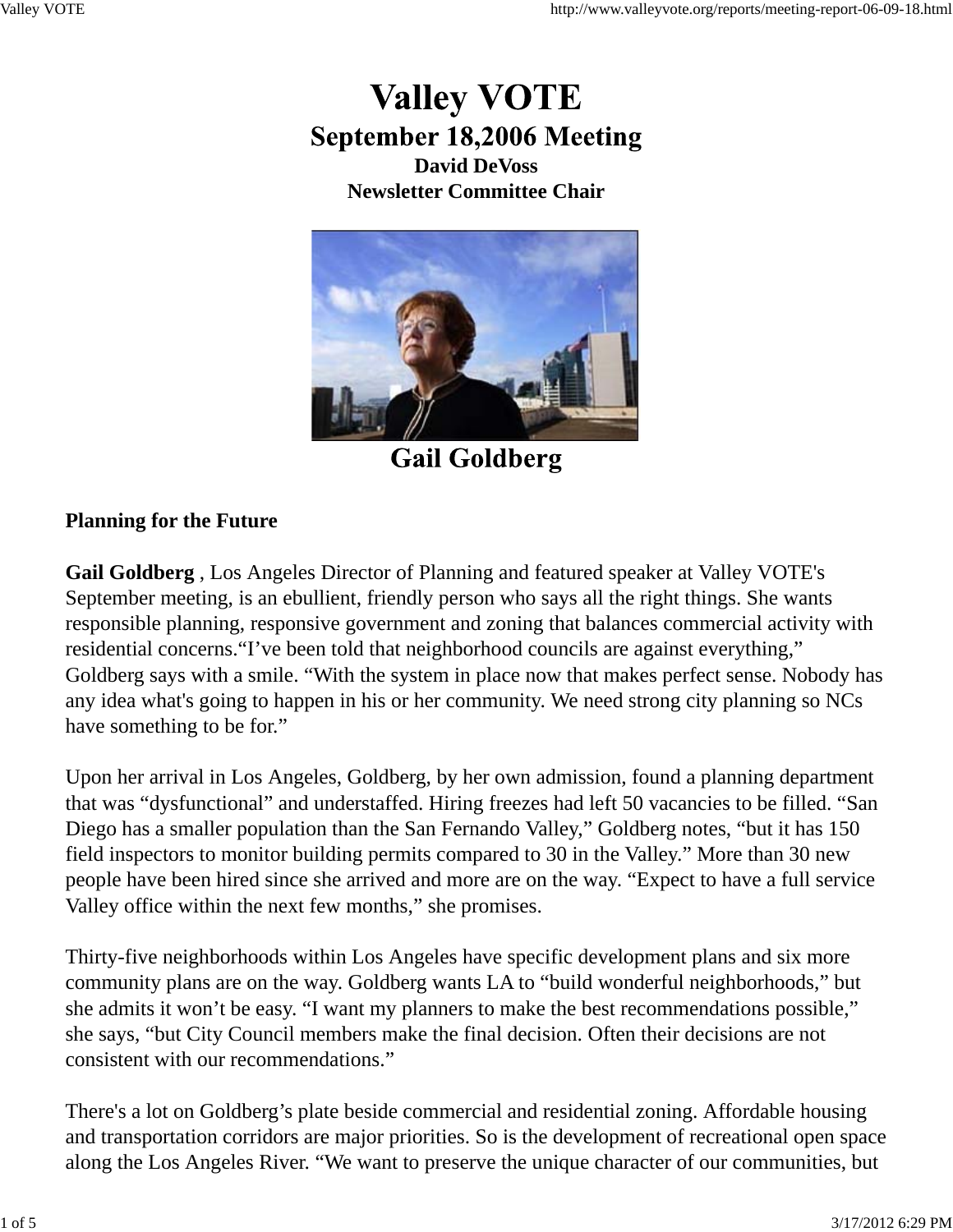# Valley VOTE

## September 18,2006 Meeting

**David DeVoss**
**Newsletter Committee Chair**

Gail Goldberg

### Planning for the Future

**Gail Goldberg** , Los Angeles Director of Planning and featured speaker at Valley VOTE's September meeting, is an ebullient, friendly person who says all the right things. She wants responsible planning, responsive government and zoning that balances commercial activity with residential concerns.“I’ve been told that neighborhood councils are against everything,” Goldberg says with a smile. “With the system in place now that makes perfect sense. Nobody has any idea what's going to happen in his or her community. We need strong city planning so NCs have something to be for.”

Upon her arrival in Los Angeles, Goldberg, by her own admission, found a planning department that was “dysfunctional” and understaffed. Hiring freezes had left 50 vacancies to be filled. “San Diego has a smaller population than the San Fernando Valley,” Goldberg notes, “but it has 150 field inspectors to monitor building permits compared to 30 in the Valley.” More than 30 new people have been hired since she arrived and more are on the way. “Expect to have a full service Valley office within the next few months,” she promises.

Thirty-five neighborhoods within Los Angeles have specific development plans and six more community plans are on the way. Goldberg wants LA to “build wonderful neighborhoods,” but she admits it won’t be easy. “I want my planners to make the best recommendations possible,” she says, “but City Council members make the final decision. Often their decisions are not consistent with our recommendations.”

There's a lot on Goldberg’s plate beside commercial and residential zoning. Affordable housing and transportation corridors are major priorities. So is the development of recreational open space along the Los Angeles River. “We want to preserve the unique character of our communities, but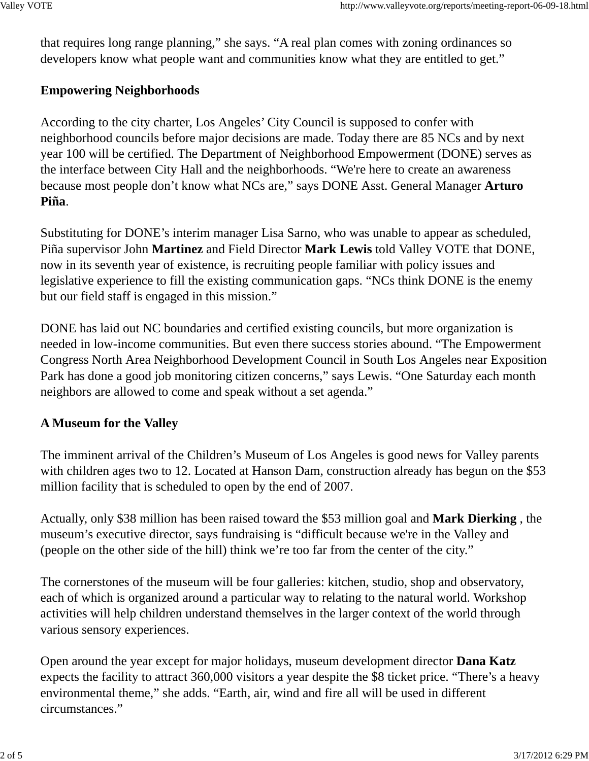that requires long range planning," she says. "A real plan comes with zoning ordinances so developers know what people want and communities know what they are entitled to get."

**Empowering Neighborhoods**

According to the city charter, Los Angeles' City Council is supposed to confer with neighborhood councils before major decisions are made. Today there are 85 NCs and by next year 100 will be certified. The Department of Neighborhood Empowerment (DONE) serves as the interface between City Hall and the neighborhoods. "We're here to create an awareness because most people don't know what NCs are," says DONE Asst. General Manager **Arturo Piña**.

Substituting for DONE's interim manager Lisa Sarno, who was unable to appear as scheduled, Piña supervisor John **Martinez** and Field Director **Mark Lewis** told Valley VOTE that DONE, now in its seventh year of existence, is recruiting people familiar with policy issues and legislative experience to fill the existing communication gaps. "NCs think DONE is the enemy but our field staff is engaged in this mission."

DONE has laid out NC boundaries and certified existing councils, but more organization is needed in low-income communities. But even there success stories abound. "The Empowerment Congress North Area Neighborhood Development Council in South Los Angeles near Exposition Park has done a good job monitoring citizen concerns," says Lewis. "One Saturday each month neighbors are allowed to come and speak without a set agenda."

**A Museum for the Valley**

The imminent arrival of the Children's Museum of Los Angeles is good news for Valley parents with children ages two to 12. Located at Hanson Dam, construction already has begun on the $53 million facility that is scheduled to open by the end of 2007.

Actually, only $38 million has been raised toward the $53 million goal and **Mark Dierking** , the museum's executive director, says fundraising is "difficult because we're in the Valley and (people on the other side of the hill) think we're too far from the center of the city."

The cornerstones of the museum will be four galleries: kitchen, studio, shop and observatory, each of which is organized around a particular way to relating to the natural world. Workshop activities will help children understand themselves in the larger context of the world through various sensory experiences.

Open around the year except for major holidays, museum development director **Dana Katz** expects the facility to attract 360,000 visitors a year despite the $8 ticket price. "There's a heavy environmental theme," she adds. "Earth, air, wind and fire all will be used in different circumstances."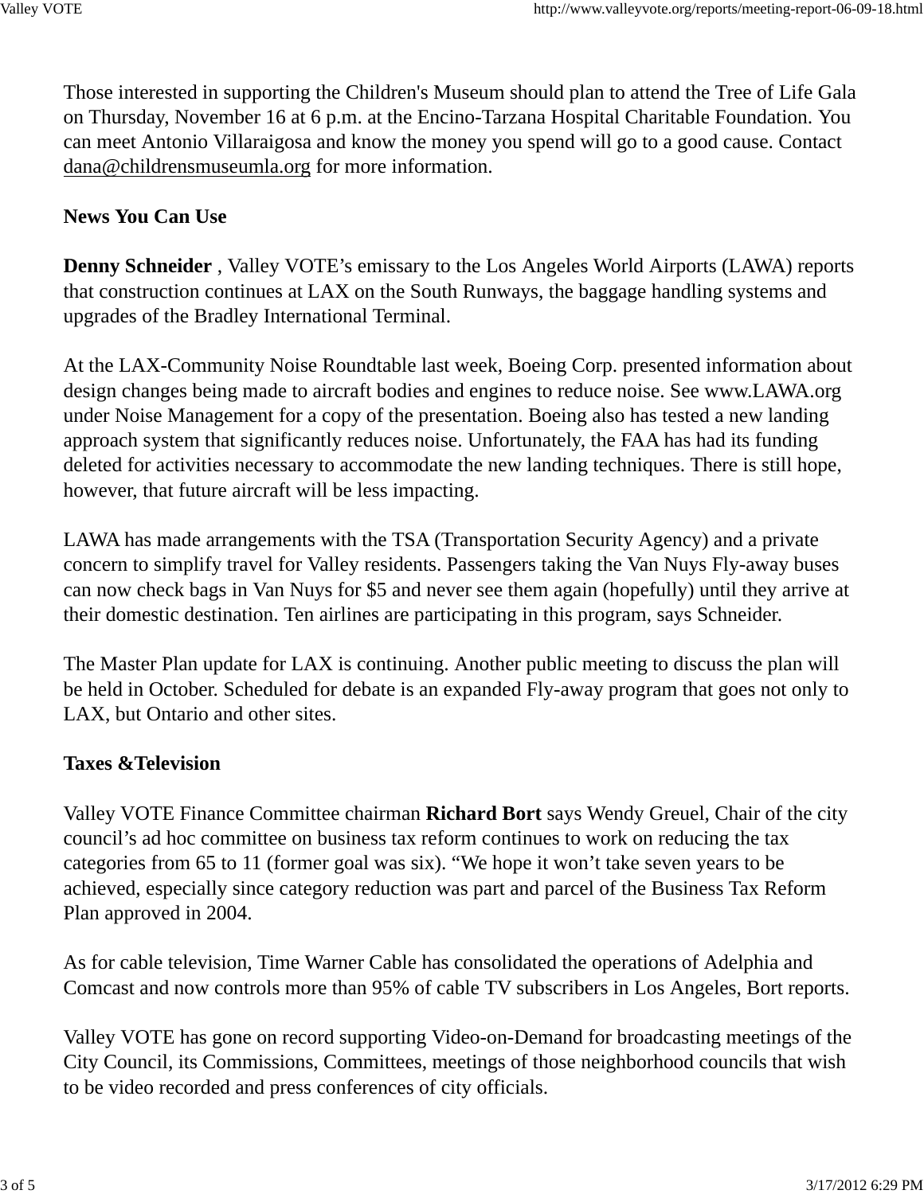Those interested in supporting the Children's Museum should plan to attend the Tree of Life Gala on Thursday, November 16 at 6 p.m. at the Encino-Tarzana Hospital Charitable Foundation. You can meet Antonio Villaraigosa and know the money you spend will go to a good cause. Contact dana@childrensmuseumla.org for more information.

**News You Can Use**

**Denny Schneider** , Valley VOTE's emissary to the Los Angeles World Airports (LAWA) reports that construction continues at LAX on the South Runways, the baggage handling systems and upgrades of the Bradley International Terminal.

At the LAX-Community Noise Roundtable last week, Boeing Corp. presented information about design changes being made to aircraft bodies and engines to reduce noise. See www.LAWA.org under Noise Management for a copy of the presentation. Boeing also has tested a new landing approach system that significantly reduces noise. Unfortunately, the FAA has had its funding deleted for activities necessary to accommodate the new landing techniques. There is still hope, however, that future aircraft will be less impacting.

LAWA has made arrangements with the TSA (Transportation Security Agency) and a private concern to simplify travel for Valley residents. Passengers taking the Van Nuys Fly-away buses can now check bags in Van Nuys for $5 and never see them again (hopefully) until they arrive at their domestic destination. Ten airlines are participating in this program, says Schneider.

The Master Plan update for LAX is continuing. Another public meeting to discuss the plan will be held in October. Scheduled for debate is an expanded Fly-away program that goes not only to LAX, but Ontario and other sites.

**Taxes &Television**

Valley VOTE Finance Committee chairman **Richard Bort** says Wendy Greuel, Chair of the city council's ad hoc committee on business tax reform continues to work on reducing the tax categories from 65 to 11 (former goal was six). "We hope it won't take seven years to be achieved, especially since category reduction was part and parcel of the Business Tax Reform Plan approved in 2004.

As for cable television, Time Warner Cable has consolidated the operations of Adelphia and Comcast and now controls more than 95% of cable TV subscribers in Los Angeles, Bort reports.

Valley VOTE has gone on record supporting Video-on-Demand for broadcasting meetings of the City Council, its Commissions, Committees, meetings of those neighborhood councils that wish to be video recorded and press conferences of city officials.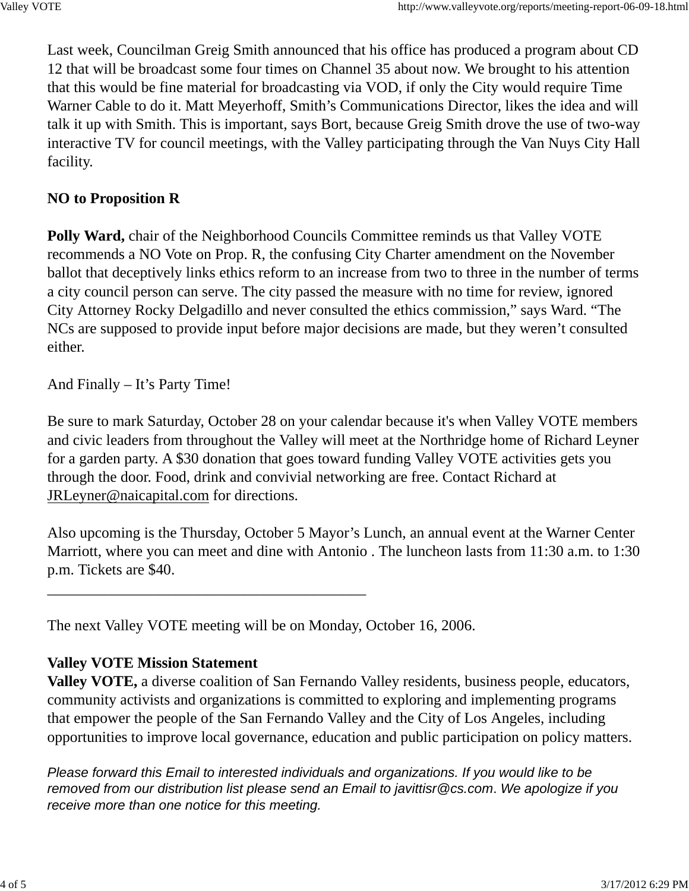Last week, Councilman Greig Smith announced that his office has produced a program about CD 12 that will be broadcast some four times on Channel 35 about now. We brought to his attention that this would be fine material for broadcasting via VOD, if only the City would require Time Warner Cable to do it. Matt Meyerhoff, Smith's Communications Director, likes the idea and will talk it up with Smith. This is important, says Bort, because Greig Smith drove the use of two-way interactive TV for council meetings, with the Valley participating through the Van Nuys City Hall facility.

**NO to Proposition R**

**Polly Ward,** chair of the Neighborhood Councils Committee reminds us that Valley VOTE recommends a NO Vote on Prop. R, the confusing City Charter amendment on the November ballot that deceptively links ethics reform to an increase from two to three in the number of terms a city council person can serve. The city passed the measure with no time for review, ignored City Attorney Rocky Delgadillo and never consulted the ethics commission," says Ward. "The NCs are supposed to provide input before major decisions are made, but they weren't consulted either.

And Finally – It's Party Time!

Be sure to mark Saturday, October 28 on your calendar because it's when Valley VOTE members and civic leaders from throughout the Valley will meet at the Northridge home of Richard Leyner for a garden party. A $30 donation that goes toward funding Valley VOTE activities gets you through the door. Food, drink and convivial networking are free. Contact Richard at JRLeyner@naicapital.com for directions.

Also upcoming is the Thursday, October 5 Mayor's Lunch, an annual event at the Warner Center Marriott, where you can meet and dine with Antonio . The luncheon lasts from 11:30 a.m. to 1:30 p.m. Tickets are $40.

---

The next Valley VOTE meeting will be on Monday, October 16, 2006.

**Valley VOTE Mission Statement**
**Valley VOTE,** a diverse coalition of San Fernando Valley residents, business people, educators, community activists and organizations is committed to exploring and implementing programs that empower the people of the San Fernando Valley and the City of Los Angeles, including opportunities to improve local governance, education and public participation on policy matters.

*Please forward this Email to interested individuals and organizations. If you would like to be removed from our distribution list please send an Email to javittisr@cs.com. We apologize if you receive more than one notice for this meeting.*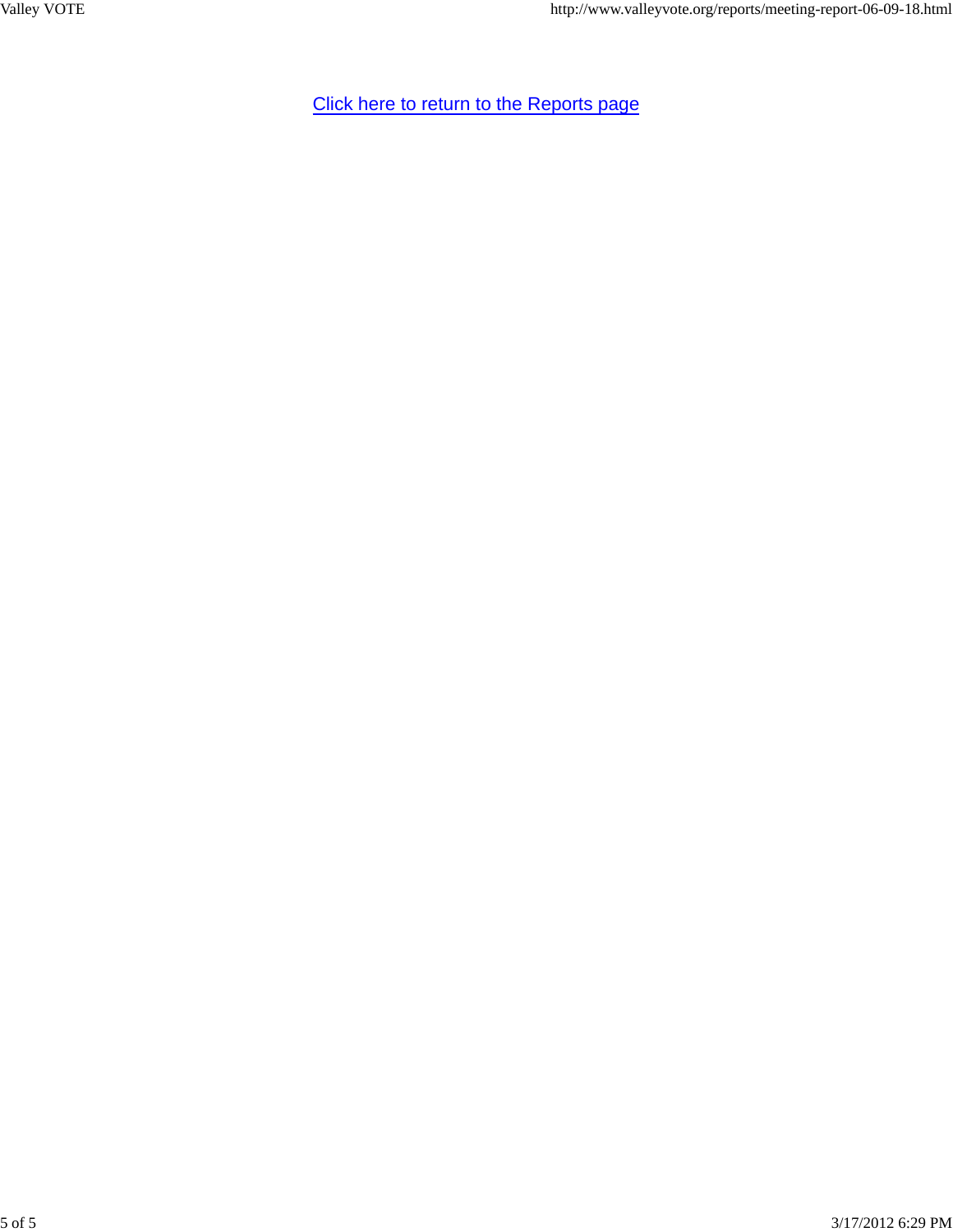[Click here to return to the Reports page]